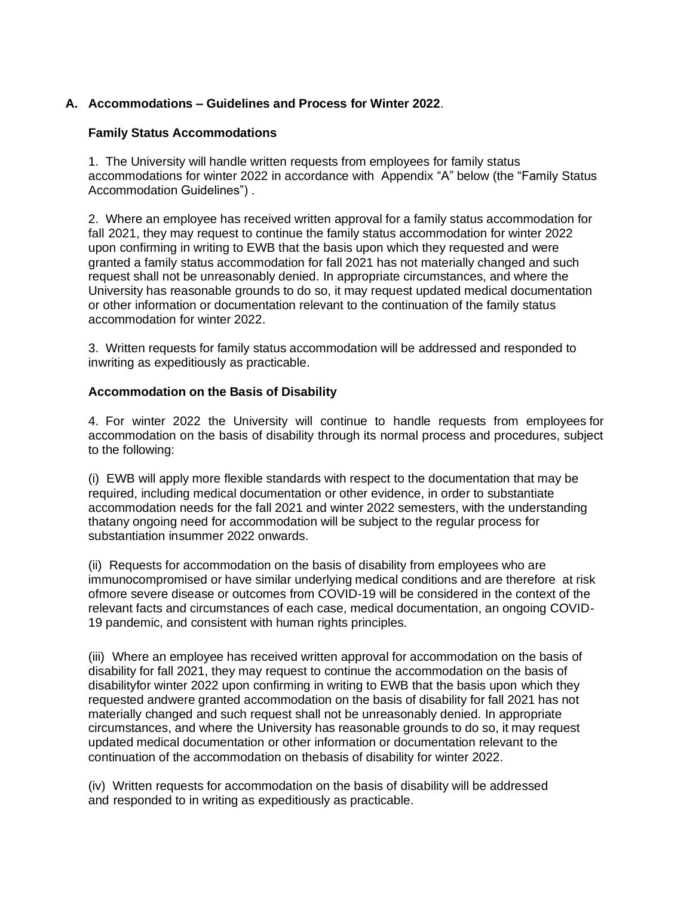## A. Accommodations – Guidelines and Process for Winter 2022.

### Family Status Accommodations

1. The University will handle written requests from employees for family status accommodations for winter 2022 in accordance with Appendix "A" below (the "Family Status Accommodation Guidelines") .

2. Where an employee has received written approval for a family status accommodation for fall 2021, they may request to continue the family status accommodation for winter 2022 upon confirming in writing to EWB that the basis upon which they requested and were granted a family status accommodation for fall 2021 has not materially changed and such request shall not be unreasonably denied. In appropriate circumstances, and where the University has reasonable grounds to do so, it may request updated medical documentation or other information or documentation relevant to the continuation of the family status accommodation for winter 2022.

3. Written requests for family status accommodation will be addressed and responded to inwriting as expeditiously as practicable.

### Accommodation on the Basis of Disability

4. For winter 2022 the University will continue to handle requests from employees for accommodation on the basis of disability through its normal process and procedures, subject to the following:

(i) EWB will apply more flexible standards with respect to the documentation that may be required, including medical documentation or other evidence, in order to substantiate accommodation needs for the fall 2021 and winter 2022 semesters, with the understanding thatany ongoing need for accommodation will be subject to the regular process for substantiation insummer 2022 onwards.

(ii) Requests for accommodation on the basis of disability from employees who are immunocompromised or have similar underlying medical conditions and are therefore at risk ofmore severe disease or outcomes from COVID-19 will be considered in the context of the relevant facts and circumstances of each case, medical documentation, an ongoing COVID-19 pandemic, and consistent with human rights principles.

(iii) Where an employee has received written approval for accommodation on the basis of disability for fall 2021, they may request to continue the accommodation on the basis of disabilityfor winter 2022 upon confirming in writing to EWB that the basis upon which they requested andwere granted accommodation on the basis of disability for fall 2021 has not materially changed and such request shall not be unreasonably denied. In appropriate circumstances, and where the University has reasonable grounds to do so, it may request updated medical documentation or other information or documentation relevant to the continuation of the accommodation on thebasis of disability for winter 2022.

(iv) Written requests for accommodation on the basis of disability will be addressed and responded to in writing as expeditiously as practicable.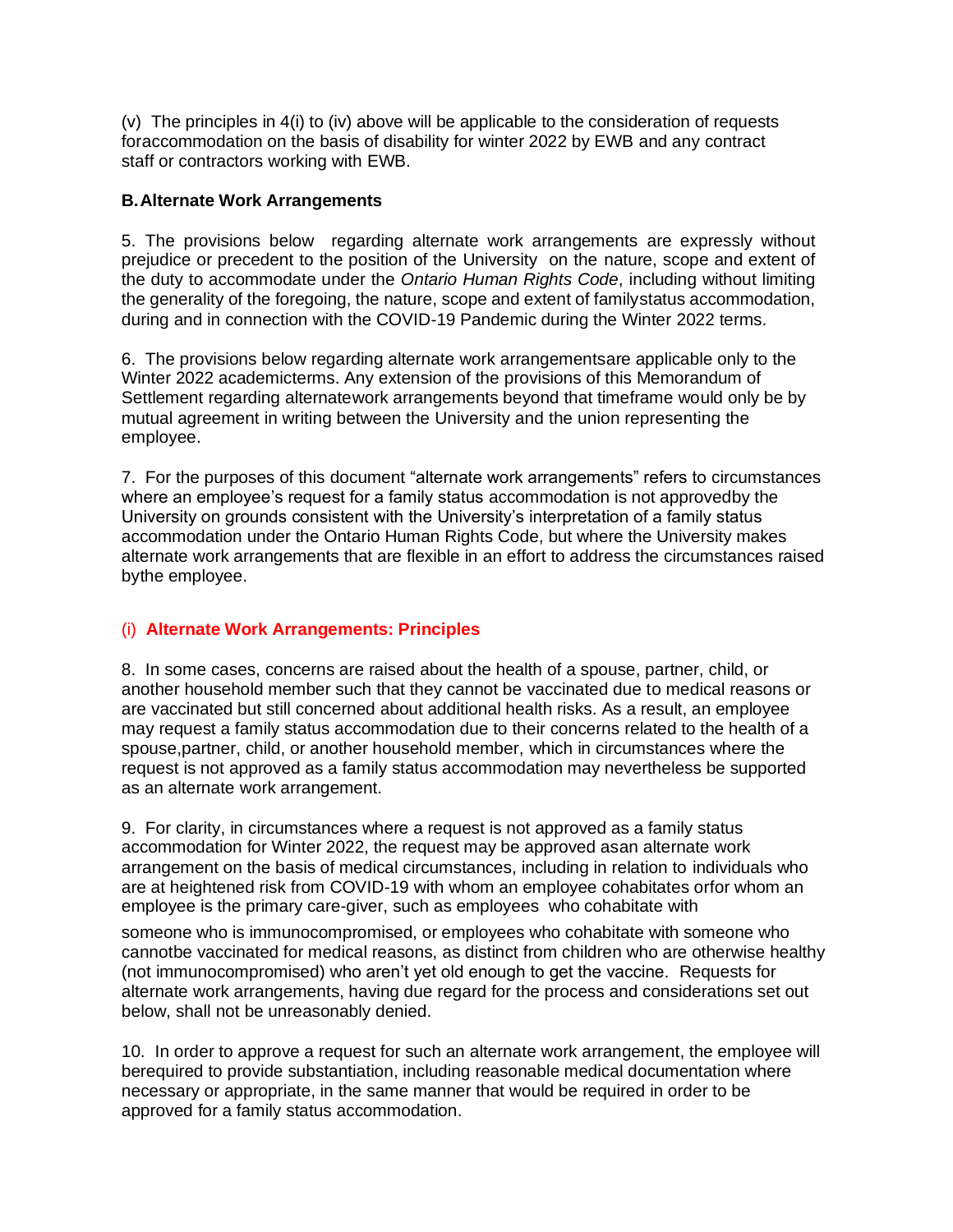(v) The principles in 4(i) to (iv) above will be applicable to the consideration of requests foraccommodation on the basis of disability for winter 2022 by EWB and any contract staff or contractors working with EWB.

## B. Alternate Work Arrangements

5. The provisions below regarding alternate work arrangements are expressly without prejudice or precedent to the position of the University on the nature, scope and extent of the duty to accommodate under the *Ontario Human Rights Code*, including without limiting the generality of the foregoing, the nature, scope and extent of familystatus accommodation, during and in connection with the COVID-19 Pandemic during the Winter 2022 terms.

6. The provisions below regarding alternate work arrangementsare applicable only to the Winter 2022 academicterms. Any extension of the provisions of this Memorandum of Settlement regarding alternatework arrangements beyond that timeframe would only be by mutual agreement in writing between the University and the union representing the employee.

7. For the purposes of this document "alternate work arrangements" refers to circumstances where an employee's request for a family status accommodation is not approvedby the University on grounds consistent with the University's interpretation of a family status accommodation under the Ontario Human Rights Code, but where the University makes alternate work arrangements that are flexible in an effort to address the circumstances raised bythe employee.

### (i) Alternate Work Arrangements: Principles

8. In some cases, concerns are raised about the health of a spouse, partner, child, or another household member such that they cannot be vaccinated due to medical reasons or are vaccinated but still concerned about additional health risks. As a result, an employee may request a family status accommodation due to their concerns related to the health of a spouse,partner, child, or another household member, which in circumstances where the request is not approved as a family status accommodation may nevertheless be supported as an alternate work arrangement.

9. For clarity, in circumstances where a request is not approved as a family status accommodation for Winter 2022, the request may be approved asan alternate work arrangement on the basis of medical circumstances, including in relation to individuals who are at heightened risk from COVID-19 with whom an employee cohabitates orfor whom an employee is the primary care-giver, such as employees who cohabitate with someone who is immunocompromised, or employees who cohabitate with someone who cannotbe vaccinated for medical reasons, as distinct from children who are otherwise healthy (not immunocompromised) who aren't yet old enough to get the vaccine. Requests for alternate work arrangements, having due regard for the process and considerations set out below, shall not be unreasonably denied.

10. In order to approve a request for such an alternate work arrangement, the employee will berequired to provide substantiation, including reasonable medical documentation where necessary or appropriate, in the same manner that would be required in order to be approved for a family status accommodation.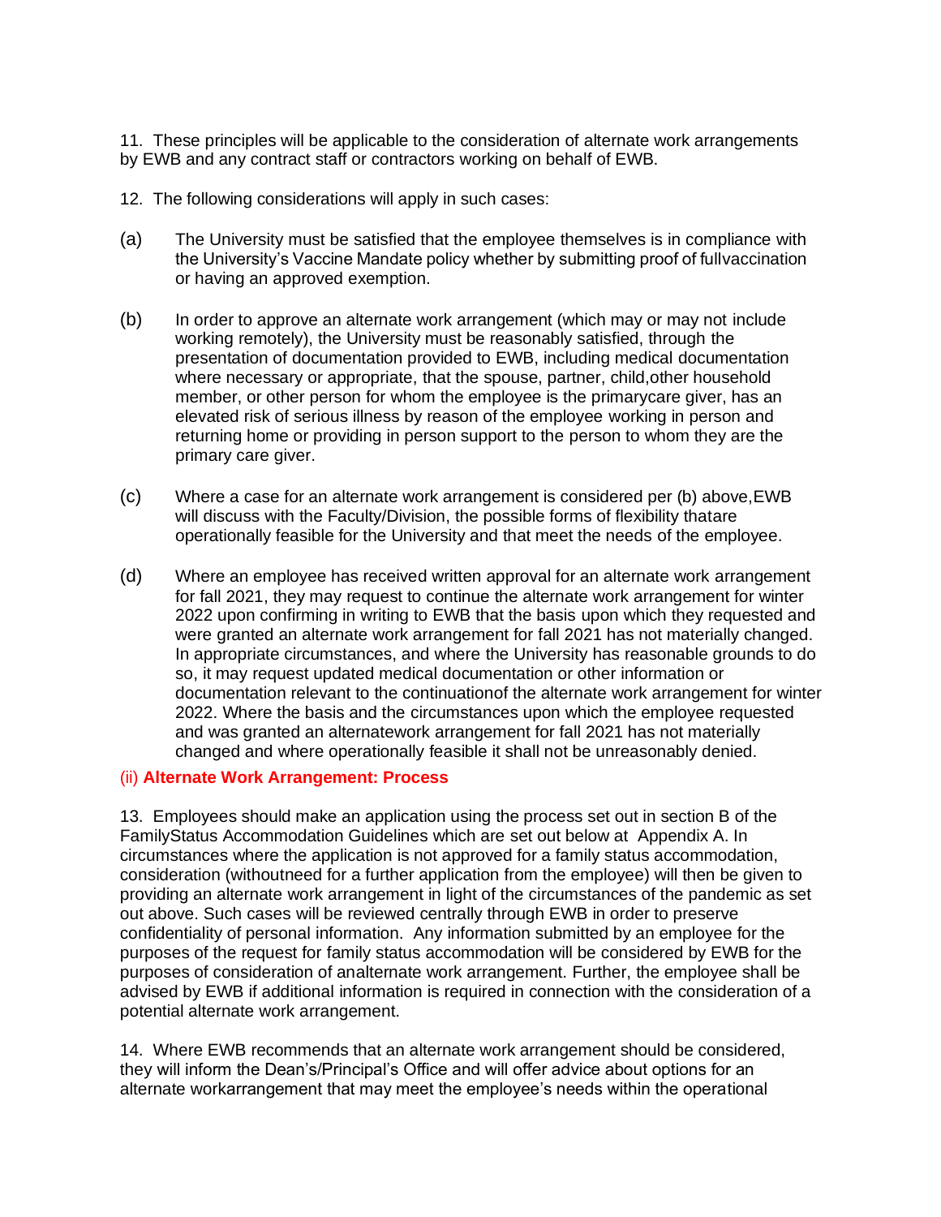11. These principles will be applicable to the consideration of alternate work arrangements by EWB and any contract staff or contractors working on behalf of EWB.

12. The following considerations will apply in such cases:

(a) The University must be satisfied that the employee themselves is in compliance with the University's Vaccine Mandate policy whether by submitting proof of fullvaccination or having an approved exemption.

(b) In order to approve an alternate work arrangement (which may or may not include working remotely), the University must be reasonably satisfied, through the presentation of documentation provided to EWB, including medical documentation where necessary or appropriate, that the spouse, partner, child,other household member, or other person for whom the employee is the primarycare giver, has an elevated risk of serious illness by reason of the employee working in person and returning home or providing in person support to the person to whom they are the primary care giver.

(c) Where a case for an alternate work arrangement is considered per (b) above,EWB will discuss with the Faculty/Division, the possible forms of flexibility thatare operationally feasible for the University and that meet the needs of the employee.

(d) Where an employee has received written approval for an alternate work arrangement for fall 2021, they may request to continue the alternate work arrangement for winter 2022 upon confirming in writing to EWB that the basis upon which they requested and were granted an alternate work arrangement for fall 2021 has not materially changed. In appropriate circumstances, and where the University has reasonable grounds to do so, it may request updated medical documentation or other information or documentation relevant to the continuationof the alternate work arrangement for winter 2022. Where the basis and the circumstances upon which the employee requested and was granted an alternatework arrangement for fall 2021 has not materially changed and where operationally feasible it shall not be unreasonably denied.

### (ii) **Alternate Work Arrangement: Process**

13. Employees should make an application using the process set out in section B of the FamilyStatus Accommodation Guidelines which are set out below at Appendix A. In circumstances where the application is not approved for a family status accommodation, consideration (withoutneed for a further application from the employee) will then be given to providing an alternate work arrangement in light of the circumstances of the pandemic as set out above. Such cases will be reviewed centrally through EWB in order to preserve confidentiality of personal information. Any information submitted by an employee for the purposes of the request for family status accommodation will be considered by EWB for the purposes of consideration of analternate work arrangement. Further, the employee shall be advised by EWB if additional information is required in connection with the consideration of a potential alternate work arrangement.

14. Where EWB recommends that an alternate work arrangement should be considered, they will inform the Dean's/Principal's Office and will offer advice about options for an alternate workarrangement that may meet the employee's needs within the operational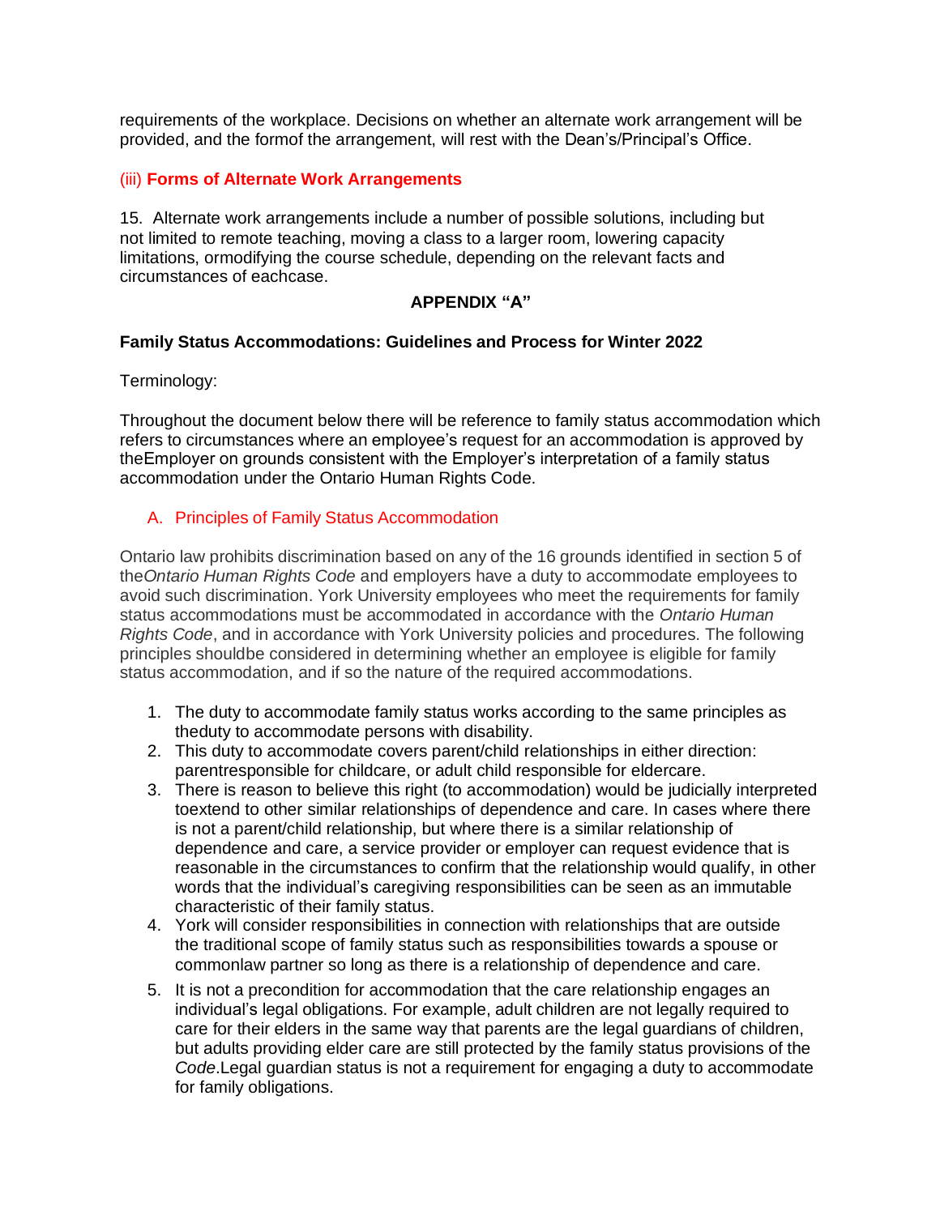requirements of the workplace. Decisions on whether an alternate work arrangement will be provided, and the formof the arrangement, will rest with the Dean's/Principal's Office.

### (iii) **Forms of Alternate Work Arrangements**

15. Alternate work arrangements include a number of possible solutions, including but not limited to remote teaching, moving a class to a larger room, lowering capacity limitations, ormodifying the course schedule, depending on the relevant facts and circumstances of eachcase.

## APPENDIX "A"

**Family Status Accommodations: Guidelines and Process for Winter 2022**

Terminology:

Throughout the document below there will be reference to family status accommodation which refers to circumstances where an employee's request for an accommodation is approved by theEmployer on grounds consistent with the Employer's interpretation of a family status accommodation under the Ontario Human Rights Code.

### A. Principles of Family Status Accommodation

Ontario law prohibits discrimination based on any of the 16 grounds identified in section 5 of the*Ontario Human Rights Code* and employers have a duty to accommodate employees to avoid such discrimination. York University employees who meet the requirements for family status accommodations must be accommodated in accordance with the *Ontario Human Rights Code*, and in accordance with York University policies and procedures. The following principles shouldbe considered in determining whether an employee is eligible for family status accommodation, and if so the nature of the required accommodations.

1. The duty to accommodate family status works according to the same principles as theduty to accommodate persons with disability.
2. This duty to accommodate covers parent/child relationships in either direction: parentresponsible for childcare, or adult child responsible for eldercare.
3. There is reason to believe this right (to accommodation) would be judicially interpreted toextend to other similar relationships of dependence and care. In cases where there is not a parent/child relationship, but where there is a similar relationship of dependence and care, a service provider or employer can request evidence that is reasonable in the circumstances to confirm that the relationship would qualify, in other words that the individual's caregiving responsibilities can be seen as an immutable characteristic of their family status.
4. York will consider responsibilities in connection with relationships that are outside the traditional scope of family status such as responsibilities towards a spouse or commonlaw partner so long as there is a relationship of dependence and care.
5. It is not a precondition for accommodation that the care relationship engages an individual's legal obligations. For example, adult children are not legally required to care for their elders in the same way that parents are the legal guardians of children, but adults providing elder care are still protected by the family status provisions of the *Code*.Legal guardian status is not a requirement for engaging a duty to accommodate for family obligations.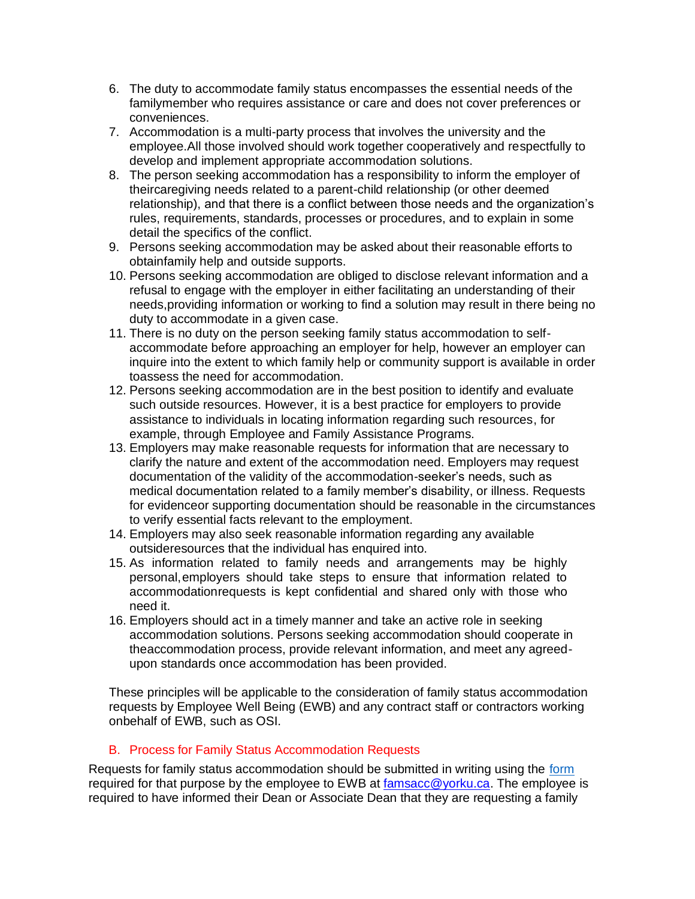6. The duty to accommodate family status encompasses the essential needs of the familymember who requires assistance or care and does not cover preferences or conveniences.
7. Accommodation is a multi-party process that involves the university and the employee.All those involved should work together cooperatively and respectfully to develop and implement appropriate accommodation solutions.
8. The person seeking accommodation has a responsibility to inform the employer of theircaregiving needs related to a parent-child relationship (or other deemed relationship), and that there is a conflict between those needs and the organization's rules, requirements, standards, processes or procedures, and to explain in some detail the specifics of the conflict.
9. Persons seeking accommodation may be asked about their reasonable efforts to obtainfamily help and outside supports.
10. Persons seeking accommodation are obliged to disclose relevant information and a refusal to engage with the employer in either facilitating an understanding of their needs,providing information or working to find a solution may result in there being no duty to accommodate in a given case.
11. There is no duty on the person seeking family status accommodation to self-accommodate before approaching an employer for help, however an employer can inquire into the extent to which family help or community support is available in order toassess the need for accommodation.
12. Persons seeking accommodation are in the best position to identify and evaluate such outside resources. However, it is a best practice for employers to provide assistance to individuals in locating information regarding such resources, for example, through Employee and Family Assistance Programs.
13. Employers may make reasonable requests for information that are necessary to clarify the nature and extent of the accommodation need. Employers may request documentation of the validity of the accommodation-seeker's needs, such as medical documentation related to a family member's disability, or illness. Requests for evidenceor supporting documentation should be reasonable in the circumstances to verify essential facts relevant to the employment.
14. Employers may also seek reasonable information regarding any available outsideresources that the individual has enquired into.
15. As information related to family needs and arrangements may be highly personal, employers should take steps to ensure that information related to accommodationrequests is kept confidential and shared only with those who need it.
16. Employers should act in a timely manner and take an active role in seeking accommodation solutions. Persons seeking accommodation should cooperate in theaccommodation process, provide relevant information, and meet any agreed-upon standards once accommodation has been provided.

These principles will be applicable to the consideration of family status accommodation requests by Employee Well Being (EWB) and any contract staff or contractors working onbehalf of EWB, such as OSI.

## B. Process for Family Status Accommodation Requests

Requests for family status accommodation should be submitted in writing using the form required for that purpose by the employee to EWB at famsacc@yorku.ca. The employee is required to have informed their Dean or Associate Dean that they are requesting a family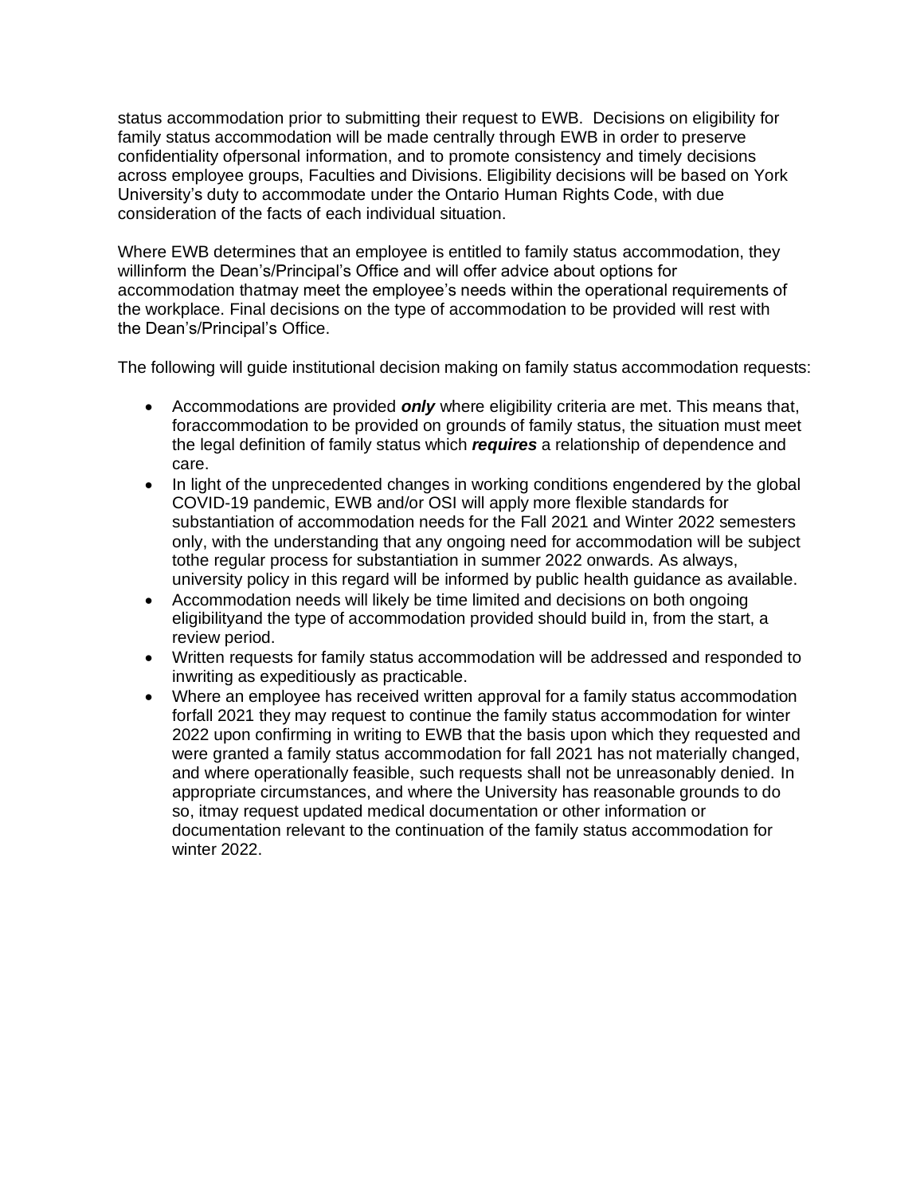status accommodation prior to submitting their request to EWB. Decisions on eligibility for family status accommodation will be made centrally through EWB in order to preserve confidentiality ofpersonal information, and to promote consistency and timely decisions across employee groups, Faculties and Divisions. Eligibility decisions will be based on York University's duty to accommodate under the Ontario Human Rights Code, with due consideration of the facts of each individual situation.

Where EWB determines that an employee is entitled to family status accommodation, they willinform the Dean's/Principal's Office and will offer advice about options for accommodation thatmay meet the employee's needs within the operational requirements of the workplace. Final decisions on the type of accommodation to be provided will rest with the Dean's/Principal's Office.

The following will guide institutional decision making on family status accommodation requests:

- Accommodations are provided ***only*** where eligibility criteria are met. This means that, foraccommodation to be provided on grounds of family status, the situation must meet the legal definition of family status which ***requires*** a relationship of dependence and care.
- In light of the unprecedented changes in working conditions engendered by the global COVID-19 pandemic, EWB and/or OSI will apply more flexible standards for substantiation of accommodation needs for the Fall 2021 and Winter 2022 semesters only, with the understanding that any ongoing need for accommodation will be subject tothe regular process for substantiation in summer 2022 onwards. As always, university policy in this regard will be informed by public health guidance as available.
- Accommodation needs will likely be time limited and decisions on both ongoing eligibilityand the type of accommodation provided should build in, from the start, a review period.
- Written requests for family status accommodation will be addressed and responded to inwriting as expeditiously as practicable.
- Where an employee has received written approval for a family status accommodation forfall 2021 they may request to continue the family status accommodation for winter 2022 upon confirming in writing to EWB that the basis upon which they requested and were granted a family status accommodation for fall 2021 has not materially changed, and where operationally feasible, such requests shall not be unreasonably denied. In appropriate circumstances, and where the University has reasonable grounds to do so, itmay request updated medical documentation or other information or documentation relevant to the continuation of the family status accommodation for winter 2022.